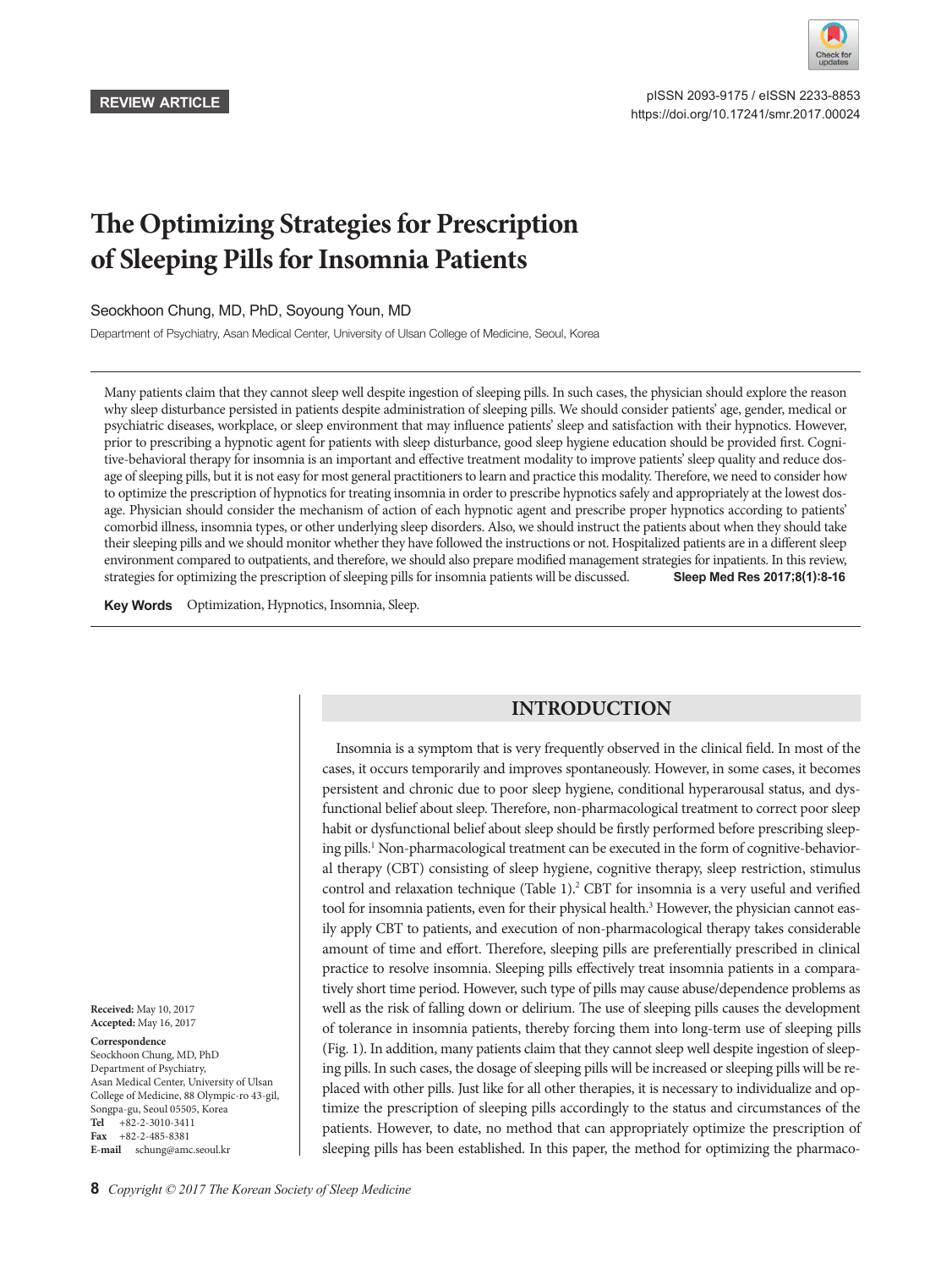REVIEW ARTICLE

pISSN 2093-9175 / eISSN 2233-8853
https://doi.org/10.17241/smr.2017.00024

# The Optimizing Strategies for Prescription of Sleeping Pills for Insomnia Patients

Seockhoon Chung, MD, PhD, Soyoung Youn, MD

Department of Psychiatry, Asan Medical Center, University of Ulsan College of Medicine, Seoul, Korea

Many patients claim that they cannot sleep well despite ingestion of sleeping pills. In such cases, the physician should explore the reason why sleep disturbance persisted in patients despite administration of sleeping pills. We should consider patients' age, gender, medical or psychiatric diseases, workplace, or sleep environment that may influence patients' sleep and satisfaction with their hypnotics. However, prior to prescribing a hypnotic agent for patients with sleep disturbance, good sleep hygiene education should be provided first. Cognitive-behavioral therapy for insomnia is an important and effective treatment modality to improve patients' sleep quality and reduce dosage of sleeping pills, but it is not easy for most general practitioners to learn and practice this modality. Therefore, we need to consider how to optimize the prescription of hypnotics for treating insomnia in order to prescribe hypnotics safely and appropriately at the lowest dosage. Physician should consider the mechanism of action of each hypnotic agent and prescribe proper hypnotics according to patients' comorbid illness, insomnia types, or other underlying sleep disorders. Also, we should instruct the patients about when they should take their sleeping pills and we should monitor whether they have followed the instructions or not. Hospitalized patients are in a different sleep environment compared to outpatients, and therefore, we should also prepare modified management strategies for inpatients. In this review, strategies for optimizing the prescription of sleeping pills for insomnia patients will be discussed. **Sleep Med Res 2017;8(1):8-16**

**Key Words** Optimization, Hypnotics, Insomnia, Sleep.

## INTRODUCTION

Insomnia is a symptom that is very frequently observed in the clinical field. In most of the cases, it occurs temporarily and improves spontaneously. However, in some cases, it becomes persistent and chronic due to poor sleep hygiene, conditional hyperarousal status, and dysfunctional belief about sleep. Therefore, non-pharmacological treatment to correct poor sleep habit or dysfunctional belief about sleep should be firstly performed before prescribing sleeping pills.[1] Non-pharmacological treatment can be executed in the form of cognitive-behavioral therapy (CBT) consisting of sleep hygiene, cognitive therapy, sleep restriction, stimulus control and relaxation technique (Table 1).[2] CBT for insomnia is a very useful and verified tool for insomnia patients, even for their physical health.[3] However, the physician cannot easily apply CBT to patients, and execution of non-pharmacological therapy takes considerable amount of time and effort. Therefore, sleeping pills are preferentially prescribed in clinical practice to resolve insomnia. Sleeping pills effectively treat insomnia patients in a comparatively short time period. However, such type of pills may cause abuse/dependence problems as well as the risk of falling down or delirium. The use of sleeping pills causes the development of tolerance in insomnia patients, thereby forcing them into long-term use of sleeping pills (Fig. 1). In addition, many patients claim that they cannot sleep well despite ingestion of sleeping pills. In such cases, the dosage of sleeping pills will be increased or sleeping pills will be replaced with other pills. Just like for all other therapies, it is necessary to individualize and optimize the prescription of sleeping pills accordingly to the status and circumstances of the patients. However, to date, no method that can appropriately optimize the prescription of sleeping pills has been established. In this paper, the method for optimizing the pharmaco-

**Received:** May 10, 2017
**Accepted:** May 16, 2017

**Correspondence**
Seockhoon Chung, MD, PhD
Department of Psychiatry,
Asan Medical Center, University of Ulsan College of Medicine, 88 Olympic-ro 43-gil, Songpa-gu, Seoul 05505, Korea
**Tel** +82-2-3010-3411
**Fax** +82-2-485-8381
**E-mail** schung@amc.seoul.kr

Copyright © 2017 The Korean Society of Sleep Medicine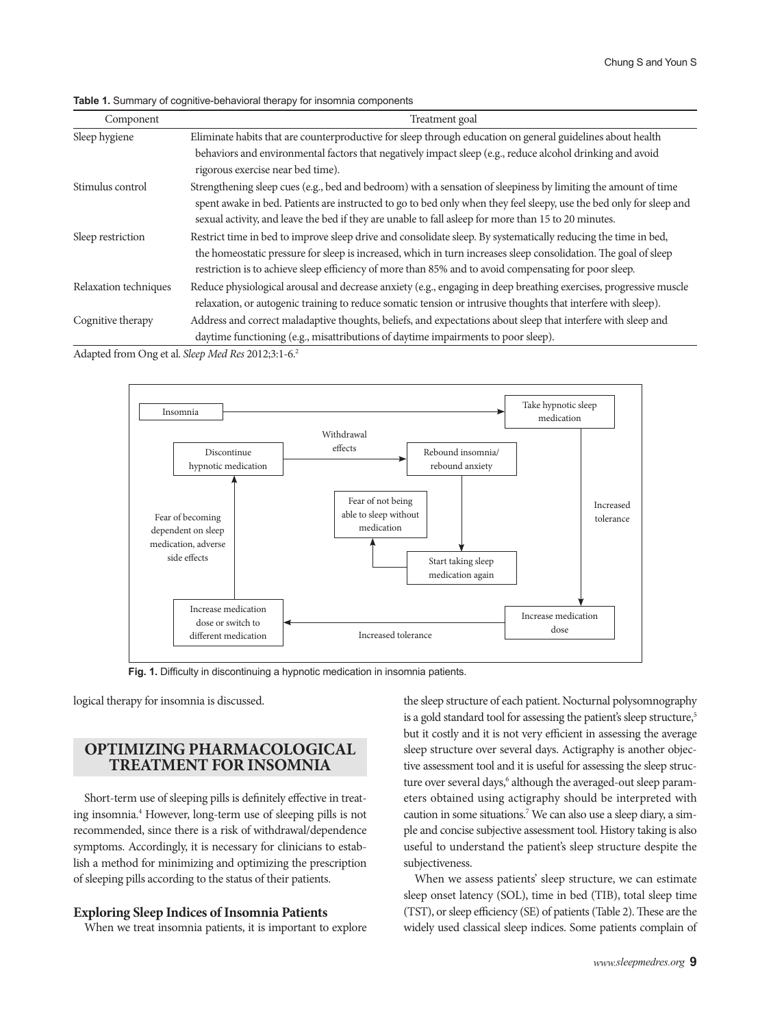**Table 1.** Summary of cognitive-behavioral therapy for insomnia components

| Component | Treatment goal |
| --- | --- |
| Sleep hygiene | Eliminate habits that are counterproductive for sleep through education on general guidelines about health behaviors and environmental factors that negatively impact sleep (e.g., reduce alcohol drinking and avoid rigorous exercise near bed time). |
| Stimulus control | Strengthening sleep cues (e.g., bed and bedroom) with a sensation of sleepiness by limiting the amount of time spent awake in bed. Patients are instructed to go to bed only when they feel sleepy, use the bed only for sleep and sexual activity, and leave the bed if they are unable to fall asleep for more than 15 to 20 minutes. |
| Sleep restriction | Restrict time in bed to improve sleep drive and consolidate sleep. By systematically reducing the time in bed, the homeostatic pressure for sleep is increased, which in turn increases sleep consolidation. The goal of sleep restriction is to achieve sleep efficiency of more than 85% and to avoid compensating for poor sleep. |
| Relaxation techniques | Reduce physiological arousal and decrease anxiety (e.g., engaging in deep breathing exercises, progressive muscle relaxation, or autogenic training to reduce somatic tension or intrusive thoughts that interfere with sleep). |
| Cognitive therapy | Address and correct maladaptive thoughts, beliefs, and expectations about sleep that interfere with sleep and daytime functioning (e.g., misattributions of daytime impairments to poor sleep). |

Adapted from Ong et al. *Sleep Med Res* 2012;3:1-6.[2]

Insomnia → Take hypnotic sleep medication → Increased tolerance → Increase medication dose → Increased tolerance → Increase medication dose or switch to different medication → Fear of becoming dependent on sleep medication, adverse side effects → Discontinue hypnotic medication → Withdrawal effects → Rebound insomnia/rebound anxiety → Start taking sleep medication again → Fear of not being able to sleep without medication

**Fig. 1.** Difficulty in discontinuing a hypnotic medication in insomnia patients.

logical therapy for insomnia is discussed.

## OPTIMIZING PHARMACOLOGICAL TREATMENT FOR INSOMNIA

Short-term use of sleeping pills is definitely effective in treating insomnia.[4] However, long-term use of sleeping pills is not recommended, since there is a risk of withdrawal/dependence symptoms. Accordingly, it is necessary for clinicians to establish a method for minimizing and optimizing the prescription of sleeping pills according to the status of their patients.

### Exploring Sleep Indices of Insomnia Patients

When we treat insomnia patients, it is important to explore the sleep structure of each patient. Nocturnal polysomnography is a gold standard tool for assessing the patient's sleep structure,[5] but it costly and it is not very efficient in assessing the average sleep structure over several days. Actigraphy is another objective assessment tool and it is useful for assessing the sleep structure over several days,[6] although the averaged-out sleep parameters obtained using actigraphy should be interpreted with caution in some situations.[7] We can also use a sleep diary, a simple and concise subjective assessment tool. History taking is also useful to understand the patient's sleep structure despite the subjectiveness.

When we assess patients' sleep structure, we can estimate sleep onset latency (SOL), time in bed (TIB), total sleep time (TST), or sleep efficiency (SE) of patients (Table 2). These are the widely used classical sleep indices. Some patients complain of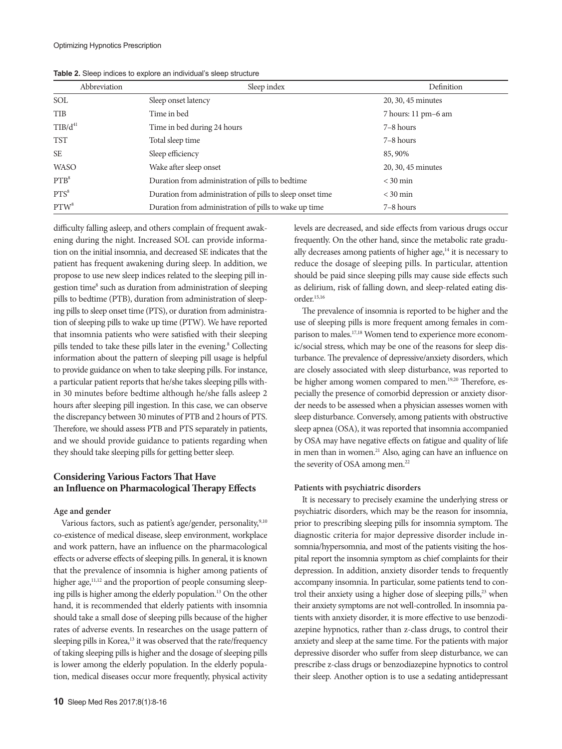**Table 2.** Sleep indices to explore an individual's sleep structure

| Abbreviation | Sleep index | Definition |
|---|---|---|
| SOL | Sleep onset latency | 20, 30, 45 minutes |
| TIB | Time in bed | 7 hours: 11 pm–6 am |
| TIB/d[41] | Time in bed during 24 hours | 7–8 hours |
| TST | Total sleep time | 7–8 hours |
| SE | Sleep efficiency | 85, 90% |
| WASO | Wake after sleep onset | 20, 30, 45 minutes |
| PTB[8] | Duration from administration of pills to bedtime | < 30 min |
| PTS[8] | Duration from administration of pills to sleep onset time | < 30 min |
| PTW[8] | Duration from administration of pills to wake up time | 7–8 hours |

difficulty falling asleep, and others complain of frequent awakening during the night. Increased SOL can provide information on the initial insomnia, and decreased SE indicates that the patient has frequent awakening during sleep. In addition, we propose to use new sleep indices related to the sleeping pill ingestion time[8] such as duration from administration of sleeping pills to bedtime (PTB), duration from administration of sleeping pills to sleep onset time (PTS), or duration from administration of sleeping pills to wake up time (PTW). We have reported that insomnia patients who were satisfied with their sleeping pills tended to take these pills later in the evening.[8] Collecting information about the pattern of sleeping pill usage is helpful to provide guidance on when to take sleeping pills. For instance, a particular patient reports that he/she takes sleeping pills within 30 minutes before bedtime although he/she falls asleep 2 hours after sleeping pill ingestion. In this case, we can observe the discrepancy between 30 minutes of PTB and 2 hours of PTS. Therefore, we should assess PTB and PTS separately in patients, and we should provide guidance to patients regarding when they should take sleeping pills for getting better sleep.

## Considering Various Factors That Have an Influence on Pharmacological Therapy Effects

### Age and gender

Various factors, such as patient's age/gender, personality,[9,10] co-existence of medical disease, sleep environment, workplace and work pattern, have an influence on the pharmacological effects or adverse effects of sleeping pills. In general, it is known that the prevalence of insomnia is higher among patients of higher age,[11,12] and the proportion of people consuming sleeping pills is higher among the elderly population.[13] On the other hand, it is recommended that elderly patients with insomnia should take a small dose of sleeping pills because of the higher rates of adverse events. In researches on the usage pattern of sleeping pills in Korea,[13] it was observed that the rate/frequency of taking sleeping pills is higher and the dosage of sleeping pills is lower among the elderly population. In the elderly population, medical diseases occur more frequently, physical activity levels are decreased, and side effects from various drugs occur frequently. On the other hand, since the metabolic rate gradually decreases among patients of higher age,[14] it is necessary to reduce the dosage of sleeping pills. In particular, attention should be paid since sleeping pills may cause side effects such as delirium, risk of falling down, and sleep-related eating disorder.[15,16]

The prevalence of insomnia is reported to be higher and the use of sleeping pills is more frequent among females in comparison to males.[17,18] Women tend to experience more economic/social stress, which may be one of the reasons for sleep disturbance. The prevalence of depressive/anxiety disorders, which are closely associated with sleep disturbance, was reported to be higher among women compared to men.[19,20] Therefore, especially the presence of comorbid depression or anxiety disorder needs to be assessed when a physician assesses women with sleep disturbance. Conversely, among patients with obstructive sleep apnea (OSA), it was reported that insomnia accompanied by OSA may have negative effects on fatigue and quality of life in men than in women.[21] Also, aging can have an influence on the severity of OSA among men.[22]

### Patients with psychiatric disorders

It is necessary to precisely examine the underlying stress or psychiatric disorders, which may be the reason for insomnia, prior to prescribing sleeping pills for insomnia symptom. The diagnostic criteria for major depressive disorder include insomnia/hypersomnia, and most of the patients visiting the hospital report the insomnia symptom as chief complaints for their depression. In addition, anxiety disorder tends to frequently accompany insomnia. In particular, some patients tend to control their anxiety using a higher dose of sleeping pills,[23] when their anxiety symptoms are not well-controlled. In insomnia patients with anxiety disorder, it is more effective to use benzodiazepine hypnotics, rather than z-class drugs, to control their anxiety and sleep at the same time. For the patients with major depressive disorder who suffer from sleep disturbance, we can prescribe z-class drugs or benzodiazepine hypnotics to control their sleep. Another option is to use a sedating antidepressant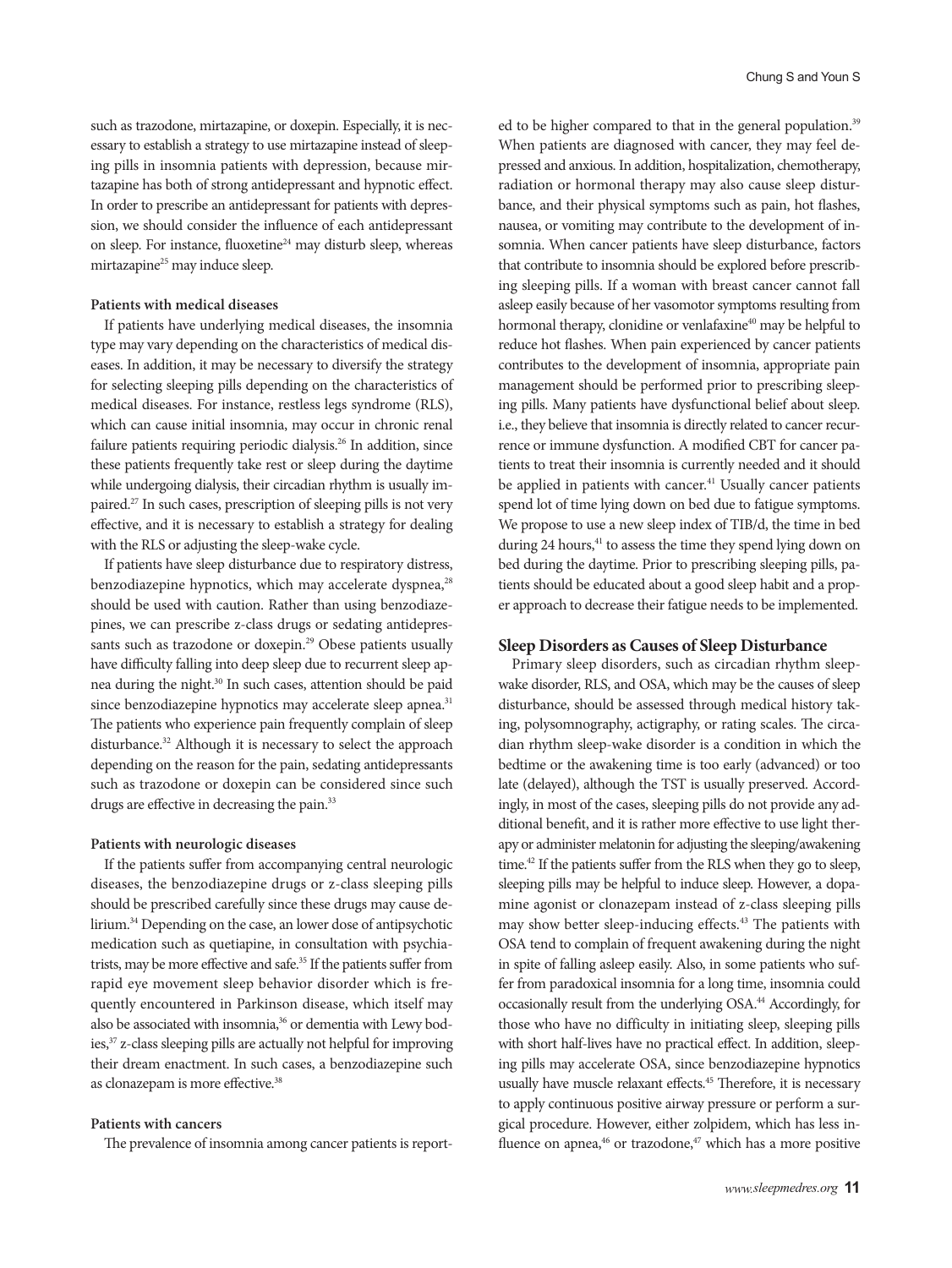such as trazodone, mirtazapine, or doxepin. Especially, it is necessary to establish a strategy to use mirtazapine instead of sleeping pills in insomnia patients with depression, because mirtazapine has both of strong antidepressant and hypnotic effect. In order to prescribe an antidepressant for patients with depression, we should consider the influence of each antidepressant on sleep. For instance, fluoxetine[24] may disturb sleep, whereas mirtazapine[25] may induce sleep.

#### Patients with medical diseases

If patients have underlying medical diseases, the insomnia type may vary depending on the characteristics of medical diseases. In addition, it may be necessary to diversify the strategy for selecting sleeping pills depending on the characteristics of medical diseases. For instance, restless legs syndrome (RLS), which can cause initial insomnia, may occur in chronic renal failure patients requiring periodic dialysis.[26] In addition, since these patients frequently take rest or sleep during the daytime while undergoing dialysis, their circadian rhythm is usually impaired.[27] In such cases, prescription of sleeping pills is not very effective, and it is necessary to establish a strategy for dealing with the RLS or adjusting the sleep-wake cycle.

If patients have sleep disturbance due to respiratory distress, benzodiazepine hypnotics, which may accelerate dyspnea,[28] should be used with caution. Rather than using benzodiazepines, we can prescribe z-class drugs or sedating antidepressants such as trazodone or doxepin.[29] Obese patients usually have difficulty falling into deep sleep due to recurrent sleep apnea during the night.[30] In such cases, attention should be paid since benzodiazepine hypnotics may accelerate sleep apnea.[31] The patients who experience pain frequently complain of sleep disturbance.[32] Although it is necessary to select the approach depending on the reason for the pain, sedating antidepressants such as trazodone or doxepin can be considered since such drugs are effective in decreasing the pain.[33]

#### Patients with neurologic diseases

If the patients suffer from accompanying central neurologic diseases, the benzodiazepine drugs or z-class sleeping pills should be prescribed carefully since these drugs may cause delirium.[34] Depending on the case, an lower dose of antipsychotic medication such as quetiapine, in consultation with psychiatrists, may be more effective and safe.[35] If the patients suffer from rapid eye movement sleep behavior disorder which is frequently encountered in Parkinson disease, which itself may also be associated with insomnia,[36] or dementia with Lewy bodies,[37] z-class sleeping pills are actually not helpful for improving their dream enactment. In such cases, a benzodiazepine such as clonazepam is more effective.[38]

#### Patients with cancers

The prevalence of insomnia among cancer patients is reported to be higher compared to that in the general population.[39] When patients are diagnosed with cancer, they may feel depressed and anxious. In addition, hospitalization, chemotherapy, radiation or hormonal therapy may also cause sleep disturbance, and their physical symptoms such as pain, hot flashes, nausea, or vomiting may contribute to the development of insomnia. When cancer patients have sleep disturbance, factors that contribute to insomnia should be explored before prescribing sleeping pills. If a woman with breast cancer cannot fall asleep easily because of her vasomotor symptoms resulting from hormonal therapy, clonidine or venlafaxine[40] may be helpful to reduce hot flashes. When pain experienced by cancer patients contributes to the development of insomnia, appropriate pain management should be performed prior to prescribing sleeping pills. Many patients have dysfunctional belief about sleep. i.e., they believe that insomnia is directly related to cancer recurrence or immune dysfunction. A modified CBT for cancer patients to treat their insomnia is currently needed and it should be applied in patients with cancer.[41] Usually cancer patients spend lot of time lying down on bed due to fatigue symptoms. We propose to use a new sleep index of TIB/d, the time in bed during 24 hours,[41] to assess the time they spend lying down on bed during the daytime. Prior to prescribing sleeping pills, patients should be educated about a good sleep habit and a proper approach to decrease their fatigue needs to be implemented.

### Sleep Disorders as Causes of Sleep Disturbance

Primary sleep disorders, such as circadian rhythm sleep-wake disorder, RLS, and OSA, which may be the causes of sleep disturbance, should be assessed through medical history taking, polysomnography, actigraphy, or rating scales. The circadian rhythm sleep-wake disorder is a condition in which the bedtime or the awakening time is too early (advanced) or too late (delayed), although the TST is usually preserved. Accordingly, in most of the cases, sleeping pills do not provide any additional benefit, and it is rather more effective to use light therapy or administer melatonin for adjusting the sleeping/awakening time.[42] If the patients suffer from the RLS when they go to sleep, sleeping pills may be helpful to induce sleep. However, a dopamine agonist or clonazepam instead of z-class sleeping pills may show better sleep-inducing effects.[43] The patients with OSA tend to complain of frequent awakening during the night in spite of falling asleep easily. Also, in some patients who suffer from paradoxical insomnia for a long time, insomnia could occasionally result from the underlying OSA.[44] Accordingly, for those who have no difficulty in initiating sleep, sleeping pills with short half-lives have no practical effect. In addition, sleeping pills may accelerate OSA, since benzodiazepine hypnotics usually have muscle relaxant effects.[45] Therefore, it is necessary to apply continuous positive airway pressure or perform a surgical procedure. However, either zolpidem, which has less influence on apnea,[46] or trazodone,[47] which has a more positive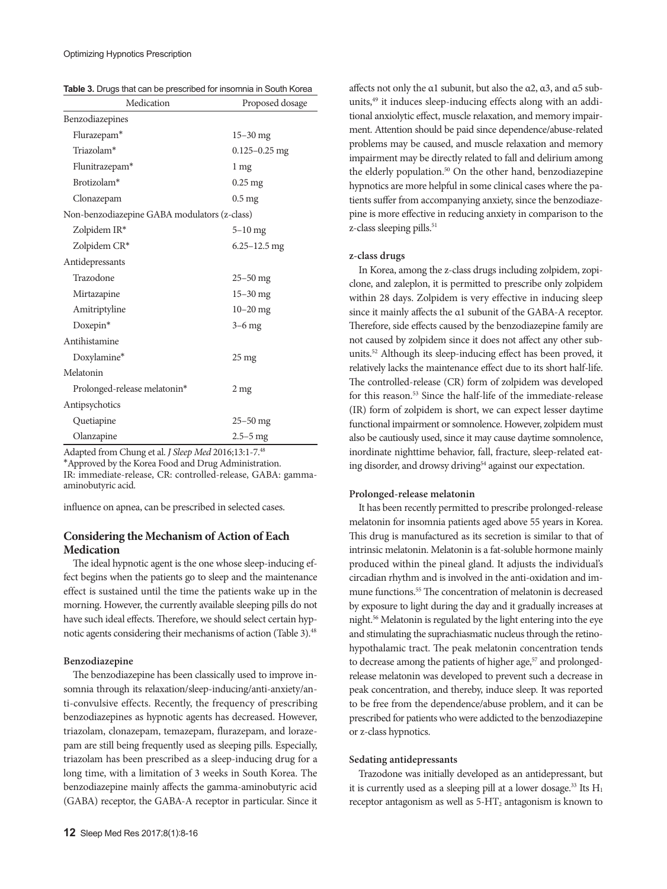**Table 3.** Drugs that can be prescribed for insomnia in South Korea

| Medication | Proposed dosage |
|---|---|
| Benzodiazepines | |
| Flurazepam* | 15–30 mg |
| Triazolam* | 0.125–0.25 mg |
| Flunitrazepam* | 1 mg |
| Brotizolam* | 0.25 mg |
| Clonazepam | 0.5 mg |
| Non-benzodiazepine GABA modulators (z-class) | |
| Zolpidem IR* | 5–10 mg |
| Zolpidem CR* | 6.25–12.5 mg |
| Antidepressants | |
| Trazodone | 25–50 mg |
| Mirtazapine | 15–30 mg |
| Amitriptyline | 10–20 mg |
| Doxepin* | 3–6 mg |
| Antihistamine | |
| Doxylamine* | 25 mg |
| Melatonin | |
| Prolonged-release melatonin* | 2 mg |
| Antipsychotics | |
| Quetiapine | 25–50 mg |
| Olanzapine | 2.5–5 mg |

Adapted from Chung et al. *J Sleep Med* 2016;13:1-7.[48]
*Approved by the Korea Food and Drug Administration.
IR: immediate-release, CR: controlled-release, GABA: gamma-aminobutyric acid.

influence on apnea, can be prescribed in selected cases.

## Considering the Mechanism of Action of Each Medication

The ideal hypnotic agent is the one whose sleep-inducing effect begins when the patients go to sleep and the maintenance effect is sustained until the time the patients wake up in the morning. However, the currently available sleeping pills do not have such ideal effects. Therefore, we should select certain hypnotic agents considering their mechanisms of action (Table 3).[48]

### Benzodiazepine

The benzodiazepine has been classically used to improve insomnia through its relaxation/sleep-inducing/anti-anxiety/anti-convulsive effects. Recently, the frequency of prescribing benzodiazepines as hypnotic agents has decreased. However, triazolam, clonazepam, temazepam, flurazepam, and lorazepam are still being frequently used as sleeping pills. Especially, triazolam has been prescribed as a sleep-inducing drug for a long time, with a limitation of 3 weeks in South Korea. The benzodiazepine mainly affects the gamma-aminobutyric acid (GABA) receptor, the GABA-A receptor in particular. Since it affects not only the α1 subunit, but also the α2, α3, and α5 subunits,[49] it induces sleep-inducing effects along with an additional anxiolytic effect, muscle relaxation, and memory impairment. Attention should be paid since dependence/abuse-related problems may be caused, and muscle relaxation and memory impairment may be directly related to fall and delirium among the elderly population.[50] On the other hand, benzodiazepine hypnotics are more helpful in some clinical cases where the patients suffer from accompanying anxiety, since the benzodiazepine is more effective in reducing anxiety in comparison to the z-class sleeping pills.[51]

### z-class drugs

In Korea, among the z-class drugs including zolpidem, zopiclone, and zaleplon, it is permitted to prescribe only zolpidem within 28 days. Zolpidem is very effective in inducing sleep since it mainly affects the α1 subunit of the GABA-A receptor. Therefore, side effects caused by the benzodiazepine family are not caused by zolpidem since it does not affect any other subunits.[52] Although its sleep-inducing effect has been proved, it relatively lacks the maintenance effect due to its short half-life. The controlled-release (CR) form of zolpidem was developed for this reason.[53] Since the half-life of the immediate-release (IR) form of zolpidem is short, we can expect lesser daytime functional impairment or somnolence. However, zolpidem must also be cautiously used, since it may cause daytime somnolence, inordinate nighttime behavior, fall, fracture, sleep-related eating disorder, and drowsy driving[54] against our expectation.

### Prolonged-release melatonin

It has been recently permitted to prescribe prolonged-release melatonin for insomnia patients aged above 55 years in Korea. This drug is manufactured as its secretion is similar to that of intrinsic melatonin. Melatonin is a fat-soluble hormone mainly produced within the pineal gland. It adjusts the individual's circadian rhythm and is involved in the anti-oxidation and immune functions.[55] The concentration of melatonin is decreased by exposure to light during the day and it gradually increases at night.[56] Melatonin is regulated by the light entering into the eye and stimulating the suprachiasmatic nucleus through the retino-hypothalamic tract. The peak melatonin concentration tends to decrease among the patients of higher age,[57] and prolonged-release melatonin was developed to prevent such a decrease in peak concentration, and thereby, induce sleep. It was reported to be free from the dependence/abuse problem, and it can be prescribed for patients who were addicted to the benzodiazepine or z-class hypnotics.

### Sedating antidepressants

Trazodone was initially developed as an antidepressant, but it is currently used as a sleeping pill at a lower dosage.[33] Its $H_1$ receptor antagonism as well as $5\text{-}HT_2$ antagonism is known to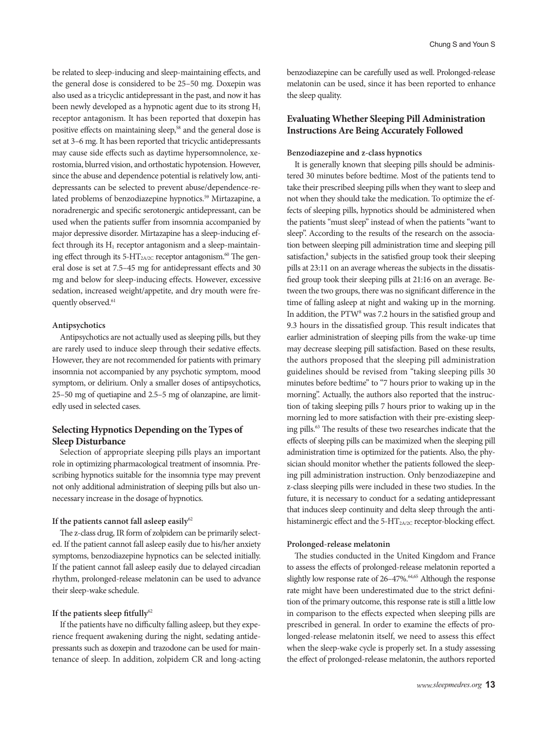be related to sleep-inducing and sleep-maintaining effects, and the general dose is considered to be 25–50 mg. Doxepin was also used as a tricyclic antidepressant in the past, and now it has been newly developed as a hypnotic agent due to its strong $H_1$ receptor antagonism. It has been reported that doxepin has positive effects on maintaining sleep,[58] and the general dose is set at 3–6 mg. It has been reported that tricyclic antidepressants may cause side effects such as daytime hypersomnolence, xerostomia, blurred vision, and orthostatic hypotension. However, since the abuse and dependence potential is relatively low, antidepressants can be selected to prevent abuse/dependence-related problems of benzodiazepine hypnotics.[59] Mirtazapine, a noradrenergic and specific serotonergic antidepressant, can be used when the patients suffer from insomnia accompanied by major depressive disorder. Mirtazapine has a sleep-inducing effect through its $H_1$ receptor antagonism and a sleep-maintaining effect through its $5\text{-}HT_{2A/2C}$ receptor antagonism.[60] The general dose is set at 7.5–45 mg for antidepressant effects and 30 mg and below for sleep-inducing effects. However, excessive sedation, increased weight/appetite, and dry mouth were frequently observed.[61]

#### Antipsychotics

Antipsychotics are not actually used as sleeping pills, but they are rarely used to induce sleep through their sedative effects. However, they are not recommended for patients with primary insomnia not accompanied by any psychotic symptom, mood symptom, or delirium. Only a smaller doses of antipsychotics, 25–50 mg of quetiapine and 2.5–5 mg of olanzapine, are limitedly used in selected cases.

## Selecting Hypnotics Depending on the Types of Sleep Disturbance

Selection of appropriate sleeping pills plays an important role in optimizing pharmacological treatment of insomnia. Prescribing hypnotics suitable for the insomnia type may prevent not only additional administration of sleeping pills but also unnecessary increase in the dosage of hypnotics.

#### If the patients cannot fall asleep easily[62]

The z-class drug, IR form of zolpidem can be primarily selected. If the patient cannot fall asleep easily due to his/her anxiety symptoms, benzodiazepine hypnotics can be selected initially. If the patient cannot fall asleep easily due to delayed circadian rhythm, prolonged-release melatonin can be used to advance their sleep-wake schedule.

#### If the patients sleep fitfully[62]

If the patients have no difficulty falling asleep, but they experience frequent awakening during the night, sedating antidepressants such as doxepin and trazodone can be used for maintenance of sleep. In addition, zolpidem CR and long-acting benzodiazepine can be carefully used as well. Prolonged-release melatonin can be used, since it has been reported to enhance the sleep quality.

## Evaluating Whether Sleeping Pill Administration Instructions Are Being Accurately Followed

#### Benzodiazepine and z-class hypnotics

It is generally known that sleeping pills should be administered 30 minutes before bedtime. Most of the patients tend to take their prescribed sleeping pills when they want to sleep and not when they should take the medication. To optimize the effects of sleeping pills, hypnotics should be administered when the patients "must sleep" instead of when the patients "want to sleep". According to the results of the research on the association between sleeping pill administration time and sleeping pill satisfaction,[8] subjects in the satisfied group took their sleeping pills at 23:11 on an average whereas the subjects in the dissatisfied group took their sleeping pills at 21:16 on an average. Between the two groups, there was no significant difference in the time of falling asleep at night and waking up in the morning. In addition, the PTW[8] was 7.2 hours in the satisfied group and 9.3 hours in the dissatisfied group. This result indicates that earlier administration of sleeping pills from the wake-up time may decrease sleeping pill satisfaction. Based on these results, the authors proposed that the sleeping pill administration guidelines should be revised from "taking sleeping pills 30 minutes before bedtime" to "7 hours prior to waking up in the morning". Actually, the authors also reported that the instruction of taking sleeping pills 7 hours prior to waking up in the morning led to more satisfaction with their pre-existing sleeping pills.[63] The results of these two researches indicate that the effects of sleeping pills can be maximized when the sleeping pill administration time is optimized for the patients. Also, the physician should monitor whether the patients followed the sleeping pill administration instruction. Only benzodiazepine and z-class sleeping pills were included in these two studies. In the future, it is necessary to conduct for a sedating antidepressant that induces sleep continuity and delta sleep through the antihistaminergic effect and the $5\text{-}HT_{2A/2C}$ receptor-blocking effect.

#### Prolonged-release melatonin

The studies conducted in the United Kingdom and France to assess the effects of prolonged-release melatonin reported a slightly low response rate of 26–47%.[64,65] Although the response rate might have been underestimated due to the strict definition of the primary outcome, this response rate is still a little low in comparison to the effects expected when sleeping pills are prescribed in general. In order to examine the effects of prolonged-release melatonin itself, we need to assess this effect when the sleep-wake cycle is properly set. In a study assessing the effect of prolonged-release melatonin, the authors reported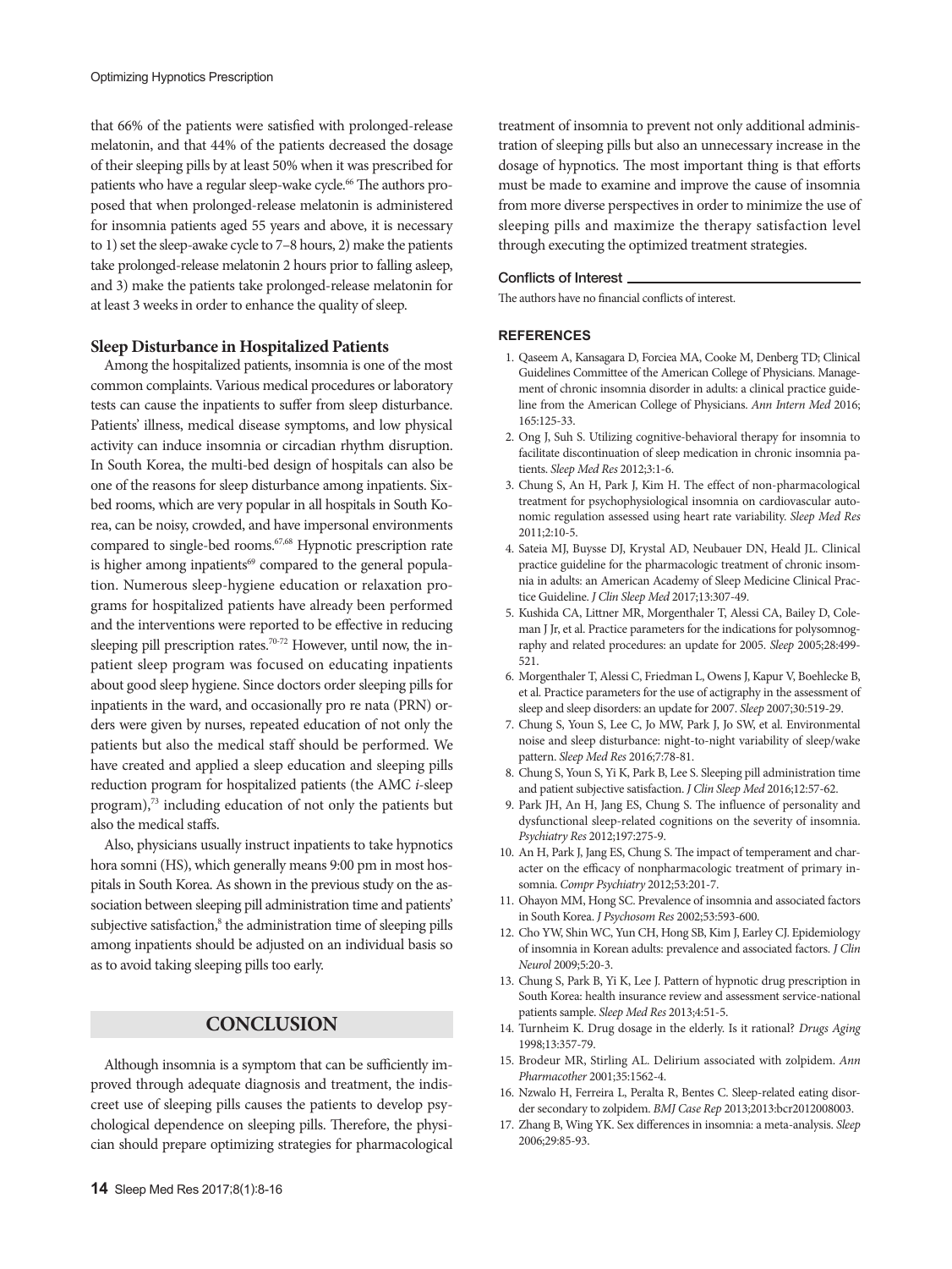that 66% of the patients were satisfied with prolonged-release melatonin, and that 44% of the patients decreased the dosage of their sleeping pills by at least 50% when it was prescribed for patients who have a regular sleep-wake cycle.[66] The authors proposed that when prolonged-release melatonin is administered for insomnia patients aged 55 years and above, it is necessary to 1) set the sleep-awake cycle to 7–8 hours, 2) make the patients take prolonged-release melatonin 2 hours prior to falling asleep, and 3) make the patients take prolonged-release melatonin for at least 3 weeks in order to enhance the quality of sleep.

### Sleep Disturbance in Hospitalized Patients

Among the hospitalized patients, insomnia is one of the most common complaints. Various medical procedures or laboratory tests can cause the inpatients to suffer from sleep disturbance. Patients' illness, medical disease symptoms, and low physical activity can induce insomnia or circadian rhythm disruption. In South Korea, the multi-bed design of hospitals can also be one of the reasons for sleep disturbance among inpatients. Six-bed rooms, which are very popular in all hospitals in South Korea, can be noisy, crowded, and have impersonal environments compared to single-bed rooms.[67,68] Hypnotic prescription rate is higher among inpatients[69] compared to the general population. Numerous sleep-hygiene education or relaxation programs for hospitalized patients have already been performed and the interventions were reported to be effective in reducing sleeping pill prescription rates.[70-72] However, until now, the inpatient sleep program was focused on educating inpatients about good sleep hygiene. Since doctors order sleeping pills for inpatients in the ward, and occasionally pro re nata (PRN) orders were given by nurses, repeated education of not only the patients but also the medical staff should be performed. We have created and applied a sleep education and sleeping pills reduction program for hospitalized patients (the AMC *i*-sleep program),[73] including education of not only the patients but also the medical staffs.

Also, physicians usually instruct inpatients to take hypnotics hora somni (HS), which generally means 9:00 pm in most hospitals in South Korea. As shown in the previous study on the association between sleeping pill administration time and patients' subjective satisfaction,[8] the administration time of sleeping pills among inpatients should be adjusted on an individual basis so as to avoid taking sleeping pills too early.

## CONCLUSION

Although insomnia is a symptom that can be sufficiently improved through adequate diagnosis and treatment, the indiscreet use of sleeping pills causes the patients to develop psychological dependence on sleeping pills. Therefore, the physician should prepare optimizing strategies for pharmacological treatment of insomnia to prevent not only additional administration of sleeping pills but also an unnecessary increase in the dosage of hypnotics. The most important thing is that efforts must be made to examine and improve the cause of insomnia from more diverse perspectives in order to minimize the use of sleeping pills and maximize the therapy satisfaction level through executing the optimized treatment strategies.

### Conflicts of Interest

The authors have no financial conflicts of interest.

## REFERENCES

1. Qaseem A, Kansagara D, Forciea MA, Cooke M, Denberg TD; Clinical Guidelines Committee of the American College of Physicians. Management of chronic insomnia disorder in adults: a clinical practice guideline from the American College of Physicians. *Ann Intern Med* 2016; 165:125-33.
2. Ong J, Suh S. Utilizing cognitive-behavioral therapy for insomnia to facilitate discontinuation of sleep medication in chronic insomnia patients. *Sleep Med Res* 2012;3:1-6.
3. Chung S, An H, Park J, Kim H. The effect of non-pharmacological treatment for psychophysiological insomnia on cardiovascular autonomic regulation assessed using heart rate variability. *Sleep Med Res* 2011;2:10-5.
4. Sateia MJ, Buysse DJ, Krystal AD, Neubauer DN, Heald JL. Clinical practice guideline for the pharmacologic treatment of chronic insomnia in adults: an American Academy of Sleep Medicine Clinical Practice Guideline. *J Clin Sleep Med* 2017;13:307-49.
5. Kushida CA, Littner MR, Morgenthaler T, Alessi CA, Bailey D, Coleman J Jr, et al. Practice parameters for the indications for polysomnography and related procedures: an update for 2005. *Sleep* 2005;28:499-521.
6. Morgenthaler T, Alessi C, Friedman L, Owens J, Kapur V, Boehlecke B, et al. Practice parameters for the use of actigraphy in the assessment of sleep and sleep disorders: an update for 2007. *Sleep* 2007;30:519-29.
7. Chung S, Youn S, Lee C, Jo MW, Park J, Jo SW, et al. Environmental noise and sleep disturbance: night-to-night variability of sleep/wake pattern. *Sleep Med Res* 2016;7:78-81.
8. Chung S, Youn S, Yi K, Park B, Lee S. Sleeping pill administration time and patient subjective satisfaction. *J Clin Sleep Med* 2016;12:57-62.
9. Park JH, An H, Jang ES, Chung S. The influence of personality and dysfunctional sleep-related cognitions on the severity of insomnia. *Psychiatry Res* 2012;197:275-9.
10. An H, Park J, Jang ES, Chung S. The impact of temperament and character on the efficacy of nonpharmacologic treatment of primary insomnia. *Compr Psychiatry* 2012;53:201-7.
11. Ohayon MM, Hong SC. Prevalence of insomnia and associated factors in South Korea. *J Psychosom Res* 2002;53:593-600.
12. Cho YW, Shin WC, Yun CH, Hong SB, Kim J, Earley CJ. Epidemiology of insomnia in Korean adults: prevalence and associated factors. *J Clin Neurol* 2009;5:20-3.
13. Chung S, Park B, Yi K, Lee J. Pattern of hypnotic drug prescription in South Korea: health insurance review and assessment service-national patients sample. *Sleep Med Res* 2013;4:51-5.
14. Turnheim K. Drug dosage in the elderly. Is it rational? *Drugs Aging* 1998;13:357-79.
15. Brodeur MR, Stirling AL. Delirium associated with zolpidem. *Ann Pharmacother* 2001;35:1562-4.
16. Nzwalo H, Ferreira L, Peralta R, Bentes C. Sleep-related eating disorder secondary to zolpidem. *BMJ Case Rep* 2013;2013:bcr2012008003.
17. Zhang B, Wing YK. Sex differences in insomnia: a meta-analysis. *Sleep* 2006;29:85-93.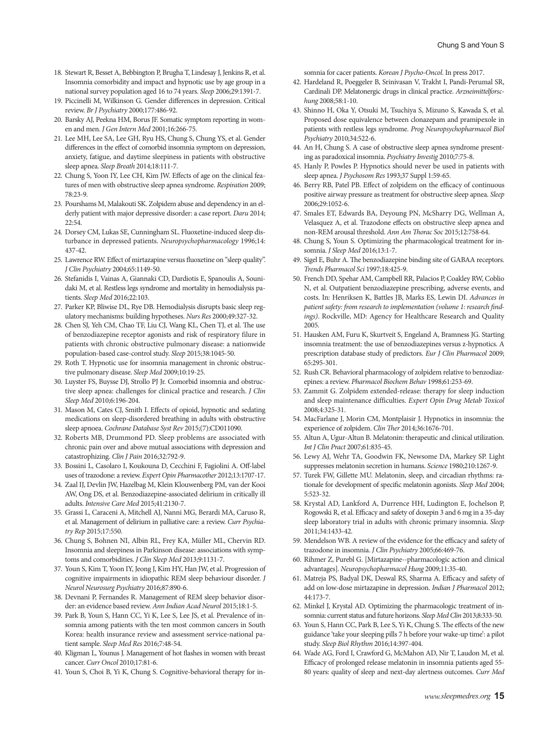18. Stewart R, Besset A, Bebbington P, Brugha T, Lindesay J, Jenkins R, et al. Insomnia comorbidity and impact and hypnotic use by age group in a national survey population aged 16 to 74 years. *Sleep* 2006;29:1391-7.
19. Piccinelli M, Wilkinson G. Gender differences in depression. Critical review. *Br J Psychiatry* 2000;177:486-92.
20. Barsky AJ, Peekna HM, Borus JF. Somatic symptom reporting in women and men. *J Gen Intern Med* 2001;16:266-75.
21. Lee MH, Lee SA, Lee GH, Ryu HS, Chung S, Chung YS, et al. Gender differences in the effect of comorbid insomnia symptom on depression, anxiety, fatigue, and daytime sleepiness in patients with obstructive sleep apnea. *Sleep Breath* 2014;18:111-7.
22. Chung S, Yoon IY, Lee CH, Kim JW. Effects of age on the clinical features of men with obstructive sleep apnea syndrome. *Respiration* 2009; 78:23-9.
23. Pourshams M, Malakouti SK. Zolpidem abuse and dependency in an elderly patient with major depressive disorder: a case report. *Daru* 2014; 22:54.
24. Dorsey CM, Lukas SE, Cunningham SL. Fluoxetine-induced sleep disturbance in depressed patients. *Neuropsychopharmacology* 1996;14: 437-42.
25. Lawrence RW. Effect of mirtazapine versus fluoxetine on "sleep quality". *J Clin Psychiatry* 2004;65:1149-50.
26. Stefanidis I, Vainas A, Giannaki CD, Dardiotis E, Spanoulis A, Sounidaki M, et al. Restless legs syndrome and mortality in hemodialysis patients. *Sleep Med* 2016;22:103.
27. Parker KP, Bliwise DL, Rye DB. Hemodialysis disrupts basic sleep regulatory mechanisms: building hypotheses. *Nurs Res* 2000;49:327-32.
28. Chen SJ, Yeh CM, Chao TF, Liu CJ, Wang KL, Chen TJ, et al. The use of benzodiazepine receptor agonists and risk of respiratory filure in patients with chronic obstructive pulmonary disease: a nationwide population-based case-control study. *Sleep* 2015;38:1045-50.
29. Roth T. Hypnotic use for insomnia management in chronic obstructive pulmonary disease. *Sleep Med* 2009;10:19-25.
30. Luyster FS, Buysse DJ, Strollo PJ Jr. Comorbid insomnia and obstructive sleep apnea: challenges for clinical practice and research. *J Clin Sleep Med* 2010;6:196-204.
31. Mason M, Cates CJ, Smith I. Effects of opioid, hypnotic and sedating medications on sleep-disordered breathing in adults with obstructive sleep apnoea. *Cochrane Database Syst Rev* 2015;(7):CD011090.
32. Roberts MB, Drummond PD. Sleep problems are associated with chronic pain over and above mutual associations with depression and catastrophizing. *Clin J Pain* 2016;32:792-9.
33. Bossini L, Casolaro I, Koukouna D, Cecchini F, Fagiolini A. Off-label uses of trazodone: a review. *Expert Opin Pharmacother* 2012;13:1707-17.
34. Zaal IJ, Devlin JW, Hazelbag M, Klein Klouwenberg PM, van der Kooi AW, Ong DS, et al. Benzodiazepine-associated delirium in critically ill adults. *Intensive Care Med* 2015;41:2130-7.
35. Grassi L, Caraceni A, Mitchell AJ, Nanni MG, Berardi MA, Caruso R, et al. Management of delirium in palliative care: a review. *Curr Psychiatry Rep* 2015;17:550.
36. Chung S, Bohnen NI, Albin RL, Frey KA, Müller ML, Chervin RD. Insomnia and sleepiness in Parkinson disease: associations with symptoms and comorbidities. *J Clin Sleep Med* 2013;9:1131-7.
37. Youn S, Kim T, Yoon IY, Jeong J, Kim HY, Han JW, et al. Progression of cognitive impairments in idiopathic REM sleep behaviour disorder. *J Neurol Neurosurg Psychiatry* 2016;87:890-6.
38. Devnani P, Fernandes R. Management of REM sleep behavior disorder: an evidence based review. *Ann Indian Acad Neurol* 2015;18:1-5.
39. Park B, Youn S, Hann CC, Yi K, Lee S, Lee JS, et al. Prevalence of insomnia among patients with the ten most common cancers in South Korea: health insurance review and assessment service-national patient sample. *Sleep Med Res* 2016;7:48-54.
40. Kligman L, Younus J. Management of hot flashes in women with breast cancer. *Curr Oncol* 2010;17:81-6.
41. Youn S, Choi B, Yi K, Chung S. Cognitive-behavioral therapy for insomnia for cacer patients. *Korean J Psycho-Oncol*. In press 2017.
42. Hardeland R, Poeggeler B, Srinivasan V, Trakht I, Pandi-Perumal SR, Cardinali DP. Melatonergic drugs in clinical practice. *Arzneimittelforschung* 2008;58:1-10.
43. Shinno H, Oka Y, Otsuki M, Tsuchiya S, Mizuno S, Kawada S, et al. Proposed dose equivalence between clonazepam and pramipexole in patients with restless legs syndrome. *Prog Neuropsychopharmacol Biol Psychiatry* 2010;34:522-6.
44. An H, Chung S. A case of obstructive sleep apnea syndrome presenting as paradoxical insomnia. *Psychiatry Investig* 2010;7:75-8.
45. Hanly P, Powles P. Hypnotics should never be used in patients with sleep apnea. *J Psychosom Res* 1993;37 Suppl 1:59-65.
46. Berry RB, Patel PB. Effect of zolpidem on the efficacy of continuous positive airway pressure as treatment for obstructive sleep apnea. *Sleep* 2006;29:1052-6.
47. Smales ET, Edwards BA, Deyoung PN, McSharry DG, Wellman A, Velasquez A, et al. Trazodone effects on obstructive sleep apnea and non-REM arousal threshold. *Ann Am Thorac Soc* 2015;12:758-64.
48. Chung S, Youn S. Optimizing the pharmacological treatment for insomnia. *J Sleep Med* 2016;13:1-7.
49. Sigel E, Buhr A. The benzodiazepine binding site of GABAA receptors. *Trends Pharmacol Sci* 1997;18:425-9.
50. French DD, Spehar AM, Campbell RR, Palacios P, Coakley RW, Coblio N, et al. Outpatient benzodiazepine prescribing, adverse events, and costs. In: Henriksen K, Battles JB, Marks ES, Lewin DI. *Advances in patient safety: from research to implementation (volume 1: research findings)*. Rockville, MD: Agency for Healthcare Research and Quality 2005.
51. Hausken AM, Furu K, Skurtveit S, Engeland A, Bramness JG. Starting insomnia treatment: the use of benzodiazepines versus z-hypnotics. A prescription database study of predictors. *Eur J Clin Pharmacol* 2009; 65:295-301.
52. Rush CR. Behavioral pharmacology of zolpidem relative to benzodiazepines: a review. *Pharmacol Biochem Behav* 1998;61:253-69.
53. Zammit G. Zolpidem extended-release: therapy for sleep induction and sleep maintenance difficulties. *Expert Opin Drug Metab Toxicol* 2008;4:325-31.
54. MacFarlane J, Morin CM, Montplaisir J. Hypnotics in insomnia: the experience of zolpidem. *Clin Ther* 2014;36:1676-701.
55. Altun A, Ugur-Altun B. Melatonin: therapeutic and clinical utilization. *Int J Clin Pract* 2007;61:835-45.
56. Lewy AJ, Wehr TA, Goodwin FK, Newsome DA, Markey SP. Light suppresses melatonin secretion in humans. *Science* 1980;210:1267-9.
57. Turek FW, Gillette MU. Melatonin, sleep, and circadian rhythms: rationale for development of specific melatonin agonists. *Sleep Med* 2004; 5:523-32.
58. Krystal AD, Lankford A, Durrence HH, Ludington E, Jochelson P, Rogowski R, et al. Efficacy and safety of doxepin 3 and 6 mg in a 35-day sleep laboratory trial in adults with chronic primary insomnia. *Sleep* 2011;34:1433-42.
59. Mendelson WB. A review of the evidence for the efficacy and safety of trazodone in insomnia. *J Clin Psychiatry* 2005;66:469-76.
60. Rihmer Z, Purebl G. [Mirtazapine--pharmacologic action and clinical advantages]. *Neuropsychopharmacol Hung* 2009;11:35-40.
61. Matreja PS, Badyal DK, Deswal RS, Sharma A. Efficacy and safety of add on low-dose mirtazapine in depression. *Indian J Pharmacol* 2012; 44:173-7.
62. Minkel J, Krystal AD. Optimizing the pharmacologic treatment of insomnia: current status and future horizons. *Sleep Med Clin* 2013;8:333-50.
63. Youn S, Hann CC, Park B, Lee S, Yi K, Chung S. The effects of the new guidance 'take your sleeping pills 7 h before your wake-up time': a pilot study. *Sleep Biol Rhythm* 2016;14:397-404.
64. Wade AG, Ford I, Crawford G, McMahon AD, Nir T, Laudon M, et al. Efficacy of prolonged release melatonin in insomnia patients aged 55-80 years: quality of sleep and next-day alertness outcomes. *Curr Med*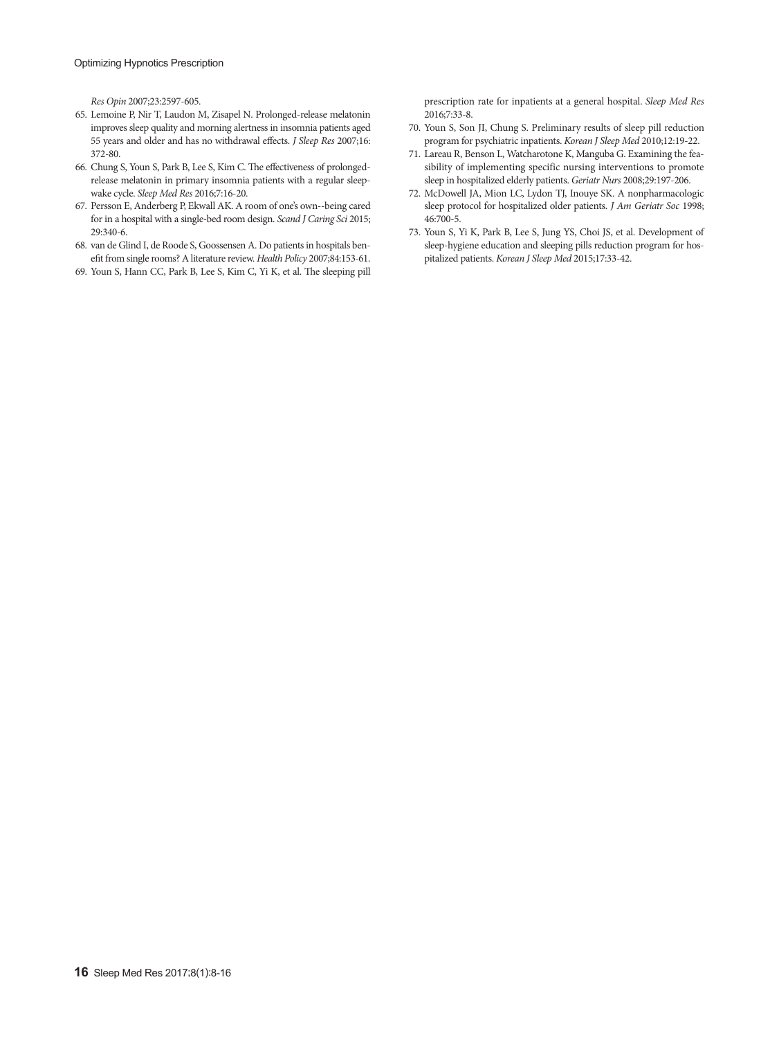*Res Opin* 2007;23:2597-605.

65. Lemoine P, Nir T, Laudon M, Zisapel N. Prolonged-release melatonin improves sleep quality and morning alertness in insomnia patients aged 55 years and older and has no withdrawal effects. *J Sleep Res* 2007;16: 372-80.
66. Chung S, Youn S, Park B, Lee S, Kim C. The effectiveness of prolonged-release melatonin in primary insomnia patients with a regular sleep-wake cycle. *Sleep Med Res* 2016;7:16-20.
67. Persson E, Anderberg P, Ekwall AK. A room of one's own--being cared for in a hospital with a single-bed room design. *Scand J Caring Sci* 2015; 29:340-6.
68. van de Glind I, de Roode S, Goossensen A. Do patients in hospitals benefit from single rooms? A literature review. *Health Policy* 2007;84:153-61.
69. Youn S, Hann CC, Park B, Lee S, Kim C, Yi K, et al. The sleeping pill prescription rate for inpatients at a general hospital. *Sleep Med Res* 2016;7:33-8.
70. Youn S, Son JI, Chung S. Preliminary results of sleep pill reduction program for psychiatric inpatients. *Korean J Sleep Med* 2010;12:19-22.
71. Lareau R, Benson L, Watcharotone K, Manguba G. Examining the feasibility of implementing specific nursing interventions to promote sleep in hospitalized elderly patients. *Geriatr Nurs* 2008;29:197-206.
72. McDowell JA, Mion LC, Lydon TJ, Inouye SK. A nonpharmacologic sleep protocol for hospitalized older patients. *J Am Geriatr Soc* 1998; 46:700-5.
73. Youn S, Yi K, Park B, Lee S, Jung YS, Choi JS, et al. Development of sleep-hygiene education and sleeping pills reduction program for hospitalized patients. *Korean J Sleep Med* 2015;17:33-42.